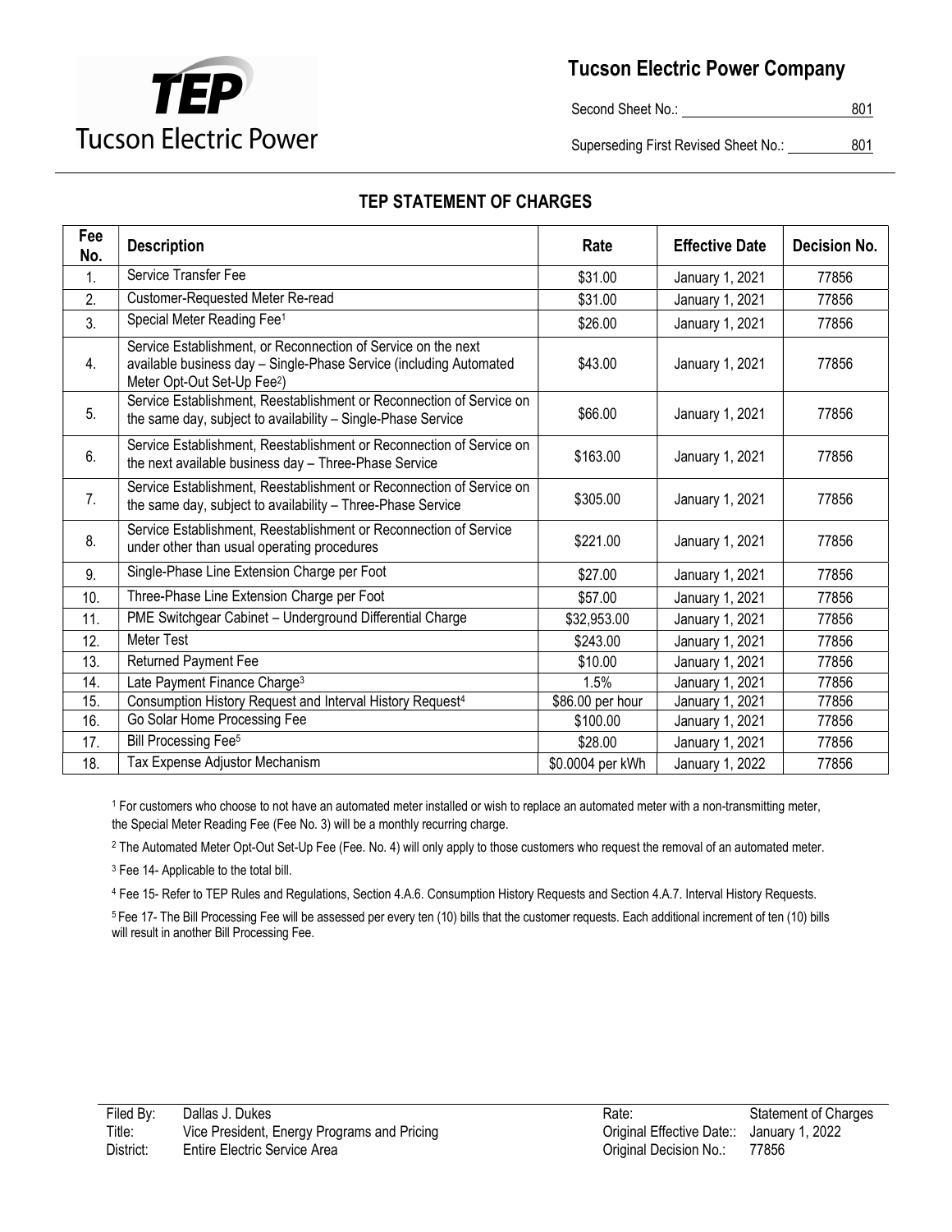# Tucson Electric Power Company

Second Sheet No.: 801

Superseding First Revised Sheet No.: 801

## TEP STATEMENT OF CHARGES

| Fee No. | Description | Rate | Effective Date | Decision No. |
|---|---|---|---|---|
| 1. | Service Transfer Fee | $31.00 | January 1, 2021 | 77856 |
| 2. | Customer-Requested Meter Re-read | $31.00 | January 1, 2021 | 77856 |
| 3. | Special Meter Reading Fee[1] | $26.00 | January 1, 2021 | 77856 |
| 4. | Service Establishment, or Reconnection of Service on the next available business day – Single-Phase Service (including Automated Meter Opt-Out Set-Up Fee[2]) | $43.00 | January 1, 2021 | 77856 |
| 5. | Service Establishment, Reestablishment or Reconnection of Service on the same day, subject to availability – Single-Phase Service | $66.00 | January 1, 2021 | 77856 |
| 6. | Service Establishment, Reestablishment or Reconnection of Service on the next available business day – Three-Phase Service | $163.00 | January 1, 2021 | 77856 |
| 7. | Service Establishment, Reestablishment or Reconnection of Service on the same day, subject to availability – Three-Phase Service | $305.00 | January 1, 2021 | 77856 |
| 8. | Service Establishment, Reestablishment or Reconnection of Service under other than usual operating procedures | $221.00 | January 1, 2021 | 77856 |
| 9. | Single-Phase Line Extension Charge per Foot | $27.00 | January 1, 2021 | 77856 |
| 10. | Three-Phase Line Extension Charge per Foot | $57.00 | January 1, 2021 | 77856 |
| 11. | PME Switchgear Cabinet – Underground Differential Charge | $32,953.00 | January 1, 2021 | 77856 |
| 12. | Meter Test | $243.00 | January 1, 2021 | 77856 |
| 13. | Returned Payment Fee | $10.00 | January 1, 2021 | 77856 |
| 14. | Late Payment Finance Charge[3] | 1.5% | January 1, 2021 | 77856 |
| 15. | Consumption History Request and Interval History Request[4] | $86.00 per hour | January 1, 2021 | 77856 |
| 16. | Go Solar Home Processing Fee | $100.00 | January 1, 2021 | 77856 |
| 17. | Bill Processing Fee[5] | $28.00 | January 1, 2021 | 77856 |
| 18. | Tax Expense Adjustor Mechanism | $0.0004 per kWh | January 1, 2022 | 77856 |

[1] For customers who choose to not have an automated meter installed or wish to replace an automated meter with a non-transmitting meter, the Special Meter Reading Fee (Fee No. 3) will be a monthly recurring charge.

[2] The Automated Meter Opt-Out Set-Up Fee (Fee. No. 4) will only apply to those customers who request the removal of an automated meter.

[3] Fee 14- Applicable to the total bill.

[4] Fee 15- Refer to TEP Rules and Regulations, Section 4.A.6. Consumption History Requests and Section 4.A.7. Interval History Requests.

[5] Fee 17- The Bill Processing Fee will be assessed per every ten (10) bills that the customer requests. Each additional increment of ten (10) bills will result in another Bill Processing Fee.

| | | | |
|---|---|---|---|
| Filed By: | Dallas J. Dukes | Rate: | Statement of Charges |
| Title: | Vice President, Energy Programs and Pricing | Original Effective Date:: | January 1, 2022 |
| District: | Entire Electric Service Area | Original Decision No.: | 77856 |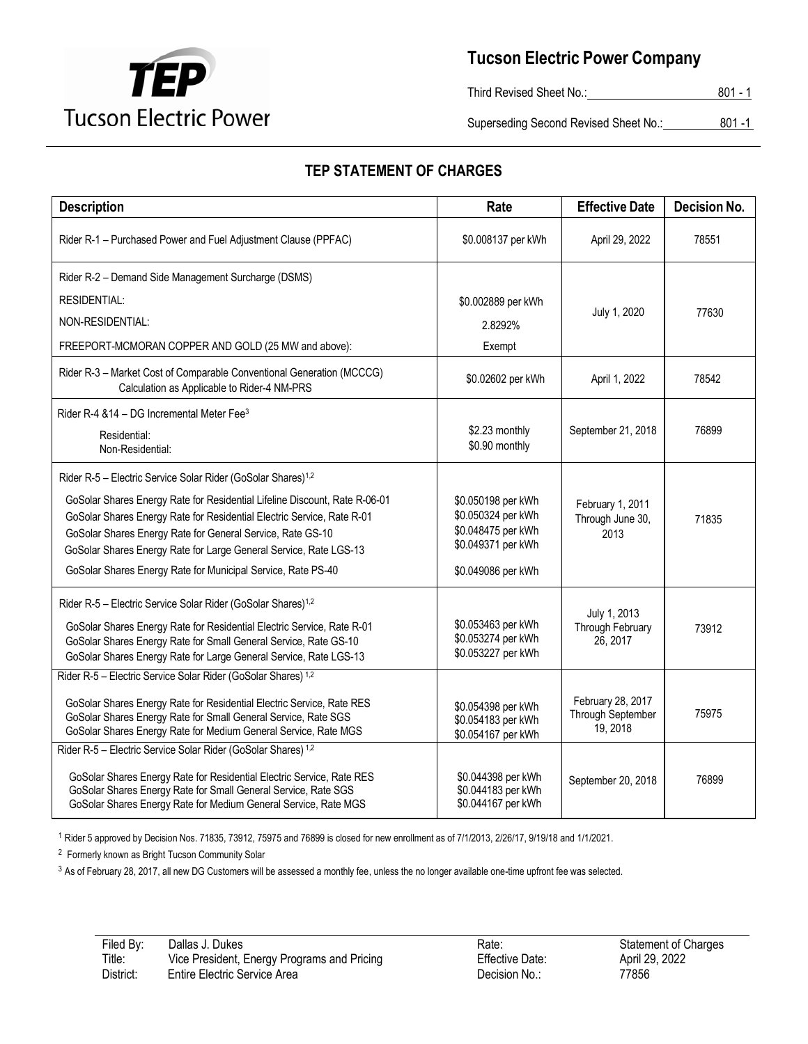# Tucson Electric Power Company

Third Revised Sheet No.: 801 - 1

Superseding Second Revised Sheet No.: 801 -1

## TEP STATEMENT OF CHARGES

| Description | Rate | Effective Date | Decision No. |
|---|---|---|---|
| Rider R-1 – Purchased Power and Fuel Adjustment Clause (PPFAC) | $0.008137 per kWh | April 29, 2022 | 78551 |
| Rider R-2 – Demand Side Management Surcharge (DSMS)<br>RESIDENTIAL:<br>NON-RESIDENTIAL:<br>FREEPORT-MCMORAN COPPER AND GOLD (25 MW and above): | <br>$0.002889 per kWh<br>2.8292%<br>Exempt | July 1, 2020 | 77630 |
| Rider R-3 – Market Cost of Comparable Conventional Generation (MCCCG) Calculation as Applicable to Rider-4 NM-PRS | $0.02602 per kWh | April 1, 2022 | 78542 |
| Rider R-4 &14 – DG Incremental Meter Fee[3]<br>Residential:<br>Non-Residential: | <br>$2.23 monthly<br>$0.90 monthly | September 21, 2018 | 76899 |
| Rider R-5 – Electric Service Solar Rider (GoSolar Shares)[1,2]<br>GoSolar Shares Energy Rate for Residential Lifeline Discount, Rate R-06-01<br>GoSolar Shares Energy Rate for Residential Electric Service, Rate R-01<br>GoSolar Shares Energy Rate for General Service, Rate GS-10<br>GoSolar Shares Energy Rate for Large General Service, Rate LGS-13<br>GoSolar Shares Energy Rate for Municipal Service, Rate PS-40 | <br>$0.050198 per kWh<br>$0.050324 per kWh<br>$0.048475 per kWh<br>$0.049371 per kWh<br>$0.049086 per kWh | February 1, 2011 Through June 30, 2013 | 71835 |
| Rider R-5 – Electric Service Solar Rider (GoSolar Shares)[1,2]<br>GoSolar Shares Energy Rate for Residential Electric Service, Rate R-01<br>GoSolar Shares Energy Rate for Small General Service, Rate GS-10<br>GoSolar Shares Energy Rate for Large General Service, Rate LGS-13 | <br>$0.053463 per kWh<br>$0.053274 per kWh<br>$0.053227 per kWh | July 1, 2013 Through February 26, 2017 | 73912 |
| Rider R-5 – Electric Service Solar Rider (GoSolar Shares)[1,2]<br>GoSolar Shares Energy Rate for Residential Electric Service, Rate RES<br>GoSolar Shares Energy Rate for Small General Service, Rate SGS<br>GoSolar Shares Energy Rate for Medium General Service, Rate MGS | <br>$0.054398 per kWh<br>$0.054183 per kWh<br>$0.054167 per kWh | February 28, 2017 Through September 19, 2018 | 75975 |
| Rider R-5 – Electric Service Solar Rider (GoSolar Shares)[1,2]<br>GoSolar Shares Energy Rate for Residential Electric Service, Rate RES<br>GoSolar Shares Energy Rate for Small General Service, Rate SGS<br>GoSolar Shares Energy Rate for Medium General Service, Rate MGS | <br>$0.044398 per kWh<br>$0.044183 per kWh<br>$0.044167 per kWh | September 20, 2018 | 76899 |

[1] Rider 5 approved by Decision Nos. 71835, 73912, 75975 and 76899 is closed for new enrollment as of 7/1/2013, 2/26/17, 9/19/18 and 1/1/2021.

[2] Formerly known as Bright Tucson Community Solar

[3] As of February 28, 2017, all new DG Customers will be assessed a monthly fee, unless the no longer available one-time upfront fee was selected.

| | | | |
|---|---|---|---|
| Filed By: | Dallas J. Dukes | Rate: | Statement of Charges |
| Title: | Vice President, Energy Programs and Pricing | Effective Date: | April 29, 2022 |
| District: | Entire Electric Service Area | Decision No.: | 77856 |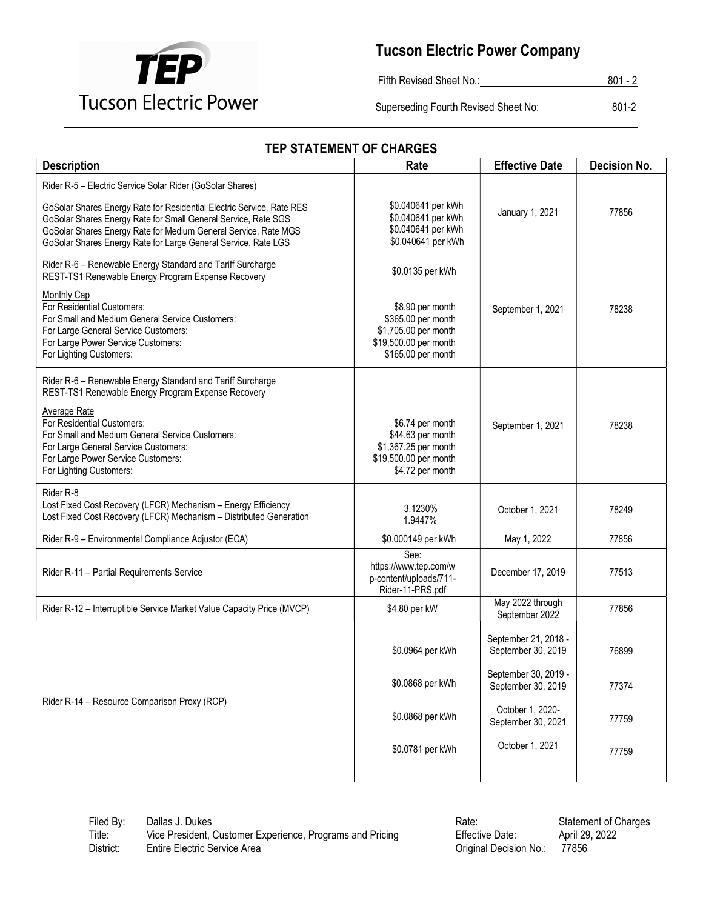# Tucson Electric Power Company

Fifth Revised Sheet No.: 801 - 2

Superseding Fourth Revised Sheet No: 801-2

## TEP STATEMENT OF CHARGES

| Description | Rate | Effective Date | Decision No. |
|---|---|---|---|
| Rider R-5 – Electric Service Solar Rider (GoSolar Shares)<br><br>GoSolar Shares Energy Rate for Residential Electric Service, Rate RES<br>GoSolar Shares Energy Rate for Small General Service, Rate SGS<br>GoSolar Shares Energy Rate for Medium General Service, Rate MGS<br>GoSolar Shares Energy Rate for Large General Service, Rate LGS | \$0.040641 per kWh<br>\$0.040641 per kWh<br>\$0.040641 per kWh<br>\$0.040641 per kWh | January 1, 2021 | 77856 |
| Rider R-6 – Renewable Energy Standard and Tariff Surcharge<br>REST-TS1 Renewable Energy Program Expense Recovery<br><br>Monthly Cap<br>For Residential Customers:<br>For Small and Medium General Service Customers:<br>For Large General Service Customers:<br>For Large Power Service Customers:<br>For Lighting Customers: | \$0.0135 per kWh<br><br>\$8.90 per month<br>\$365.00 per month<br>\$1,705.00 per month<br>\$19,500.00 per month<br>\$165.00 per month | September 1, 2021 | 78238 |
| Rider R-6 – Renewable Energy Standard and Tariff Surcharge<br>REST-TS1 Renewable Energy Program Expense Recovery<br><br>Average Rate<br>For Residential Customers:<br>For Small and Medium General Service Customers:<br>For Large General Service Customers:<br>For Large Power Service Customers:<br>For Lighting Customers: | \$6.74 per month<br>\$44.63 per month<br>\$1,367.25 per month<br>\$19,500.00 per month<br>\$4.72 per month | September 1, 2021 | 78238 |
| Rider R-8<br>Lost Fixed Cost Recovery (LFCR) Mechanism – Energy Efficiency<br>Lost Fixed Cost Recovery (LFCR) Mechanism – Distributed Generation | 3.1230%<br>1.9447% | October 1, 2021 | 78249 |
| Rider R-9 – Environmental Compliance Adjustor (ECA) | \$0.000149 per kWh | May 1, 2022 | 77856 |
| Rider R-11 – Partial Requirements Service | See: https://www.tep.com/wp-content/uploads/711-Rider-11-PRS.pdf | December 17, 2019 | 77513 |
| Rider R-12 – Interruptible Service Market Value Capacity Price (MVCP) | \$4.80 per kW | May 2022 through September 2022 | 77856 |
| Rider R-14 – Resource Comparison Proxy (RCP) | \$0.0964 per kWh<br><br>\$0.0868 per kWh<br><br>\$0.0868 per kWh<br><br>\$0.0781 per kWh | September 21, 2018 - September 30, 2019<br><br>September 30, 2019 - September 30, 2019<br><br>October 1, 2020- September 30, 2021<br><br>October 1, 2021 | 76899<br><br>77374<br><br>77759<br><br>77759 |

Filed By: Dallas J. Dukes
Title: Vice President, Customer Experience, Programs and Pricing
District: Entire Electric Service Area

Rate: Statement of Charges
Effective Date: April 29, 2022
Original Decision No.: 77856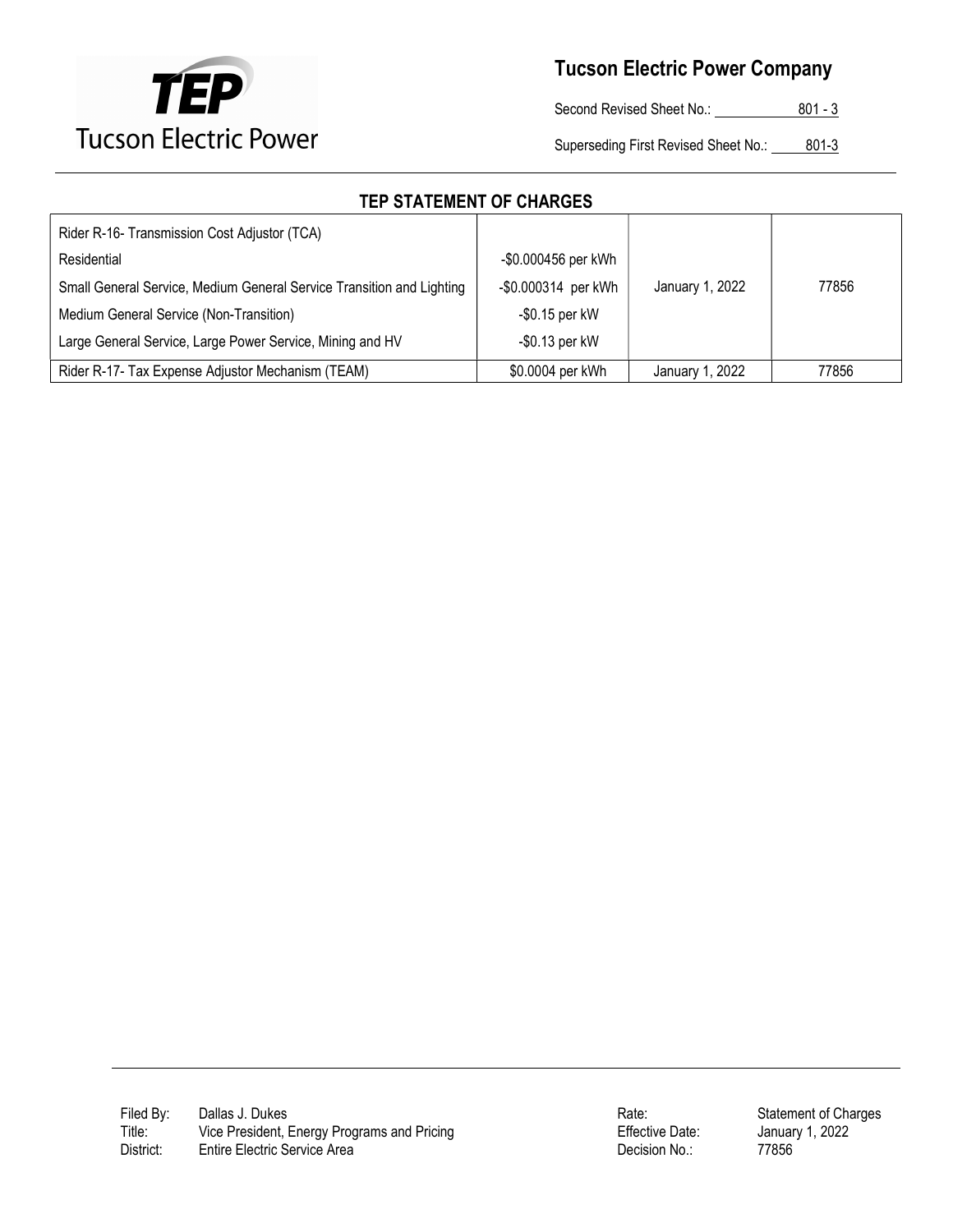# Tucson Electric Power Company

Second Revised Sheet No.: 801 - 3

Superseding First Revised Sheet No.: 801-3

## TEP STATEMENT OF CHARGES

| | | | |
|---|---|---|---|
| Rider R-16- Transmission Cost Adjustor (TCA) | | | |
| Residential | -$0.000456 per kWh | January 1, 2022 | 77856 |
| Small General Service, Medium General Service Transition and Lighting | -$0.000314 per kWh | | |
| Medium General Service (Non-Transition) | -$0.15 per kW | | |
| Large General Service, Large Power Service, Mining and HV | -$0.13 per kW | | |
| Rider R-17- Tax Expense Adjustor Mechanism (TEAM) | $0.0004 per kWh | January 1, 2022 | 77856 |

Filed By: Dallas J. Dukes
Title: Vice President, Energy Programs and Pricing
District: Entire Electric Service Area

Rate: Statement of Charges
Effective Date: January 1, 2022
Decision No.: 77856